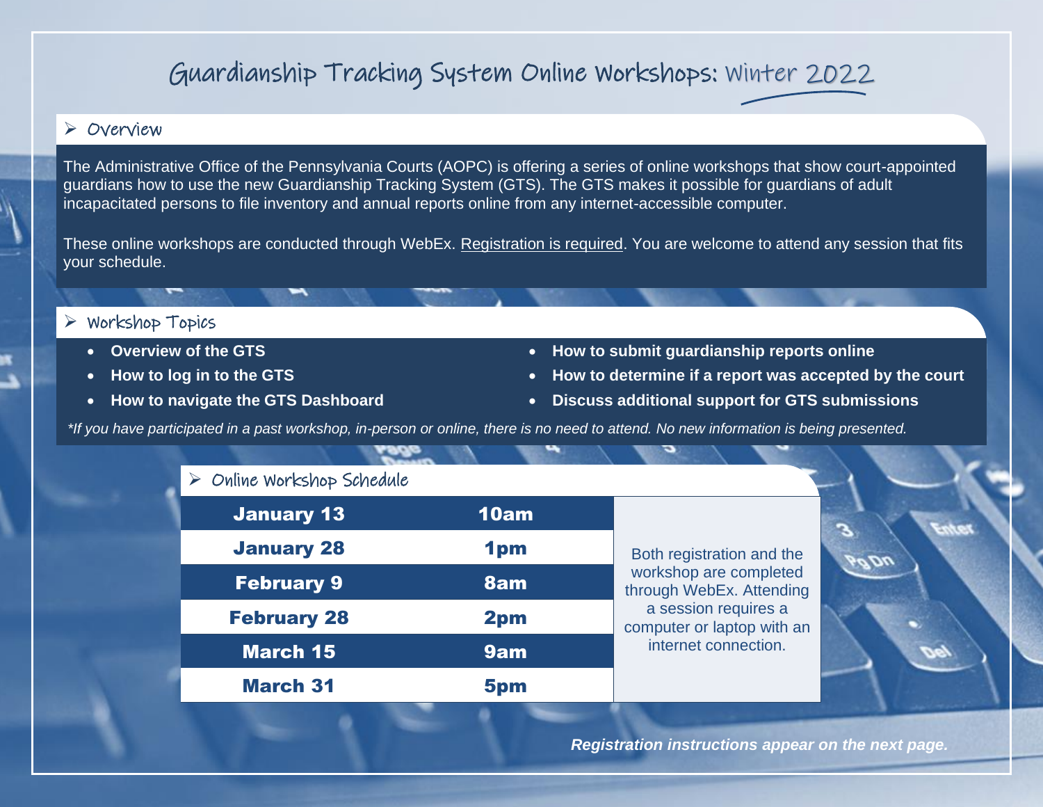# Guardianship Tracking System Online Workshops: Winter 2022

## Overview

The Administrative Office of the Pennsylvania Courts (AOPC) is offering a series of online workshops that show court-appointed guardians how to use the new Guardianship Tracking System (GTS). The GTS makes it possible for guardians of adult incapacitated persons to file inventory and annual reports online from any internet-accessible computer.

These online workshops are conducted through WebEx. Registration is required. You are welcome to attend any session that fits your schedule.

## Workshop Topics

- **Overview of the GTS**
- **How to log in to the GTS**
- **How to navigate the GTS Dashboard**
- **How to submit guardianship reports online**
- **How to determine if a report was accepted by the court**
- **Discuss additional support for GTS submissions**

*\*If you have participated in a past workshop, in-person or online, there is no need to attend. No new information is being presented.*

## Online Workshop Schedule

| Date | Time |
|---|---|
| **January 13** | **10am** |
| **January 28** | **1pm** |
| **February 9** | **8am** |
| **February 28** | **2pm** |
| **March 15** | **9am** |
| **March 31** | **5pm** |

Both registration and the workshop are completed through WebEx. Attending a session requires a computer or laptop with an internet connection.

***Registration instructions appear on the next page.***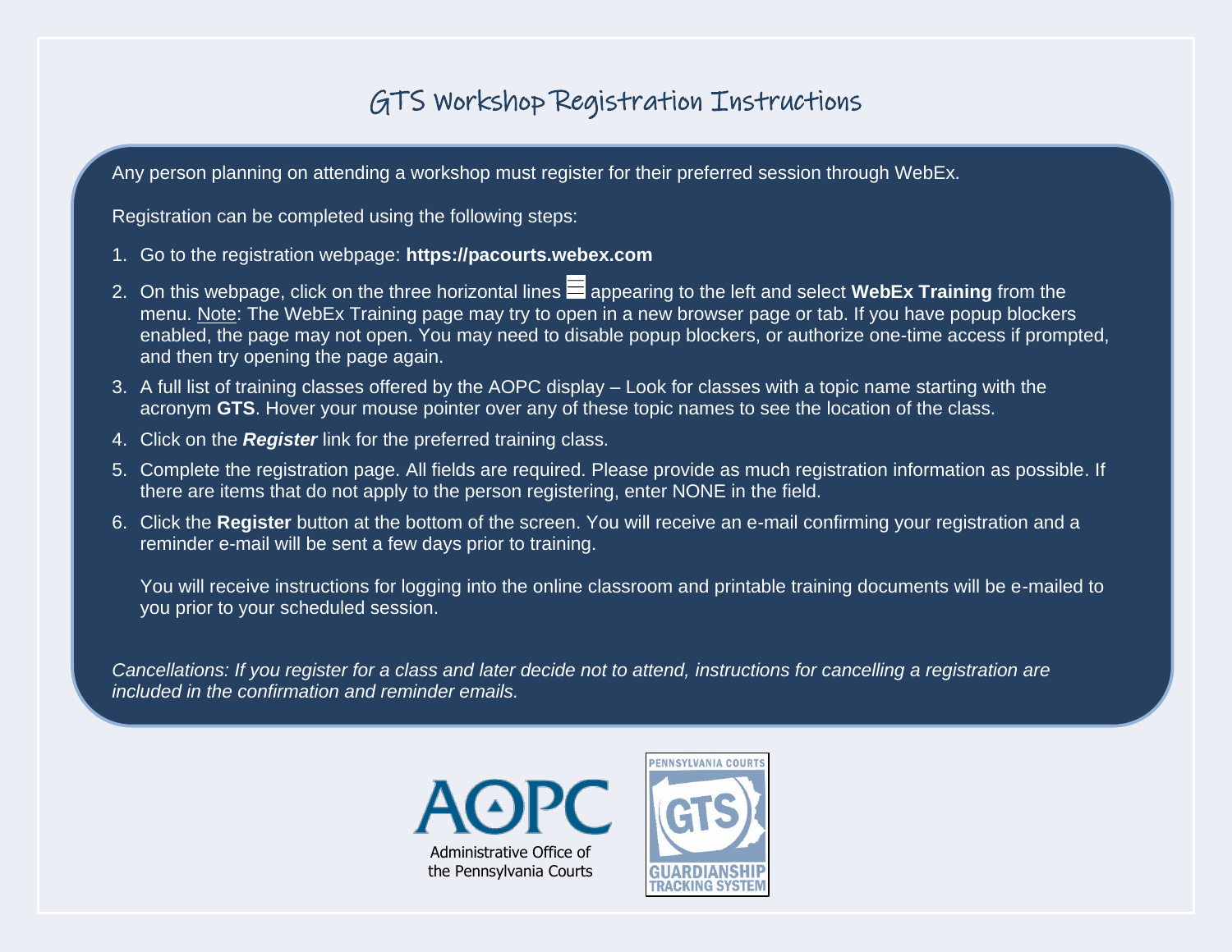# GTS Workshop Registration Instructions

Any person planning on attending a workshop must register for their preferred session through WebEx.

Registration can be completed using the following steps:

1. Go to the registration webpage: **https://pacourts.webex.com**
2. On this webpage, click on the three horizontal lines ☰ appearing to the left and select **WebEx Training** from the menu. Note: The WebEx Training page may try to open in a new browser page or tab. If you have popup blockers enabled, the page may not open. You may need to disable popup blockers, or authorize one-time access if prompted, and then try opening the page again.
3. A full list of training classes offered by the AOPC display – Look for classes with a topic name starting with the acronym **GTS**. Hover your mouse pointer over any of these topic names to see the location of the class.
4. Click on the ***Register*** link for the preferred training class.
5. Complete the registration page. All fields are required. Please provide as much registration information as possible. If there are items that do not apply to the person registering, enter NONE in the field.
6. Click the **Register** button at the bottom of the screen. You will receive an e-mail confirming your registration and a reminder e-mail will be sent a few days prior to training.

   You will receive instructions for logging into the online classroom and printable training documents will be e-mailed to you prior to your scheduled session.

*Cancellations: If you register for a class and later decide not to attend, instructions for cancelling a registration are included in the confirmation and reminder emails.*

AOPC
Administrative Office of the Pennsylvania Courts

PENNSYLVANIA COURTS
GTS
GUARDIANSHIP TRACKING SYSTEM